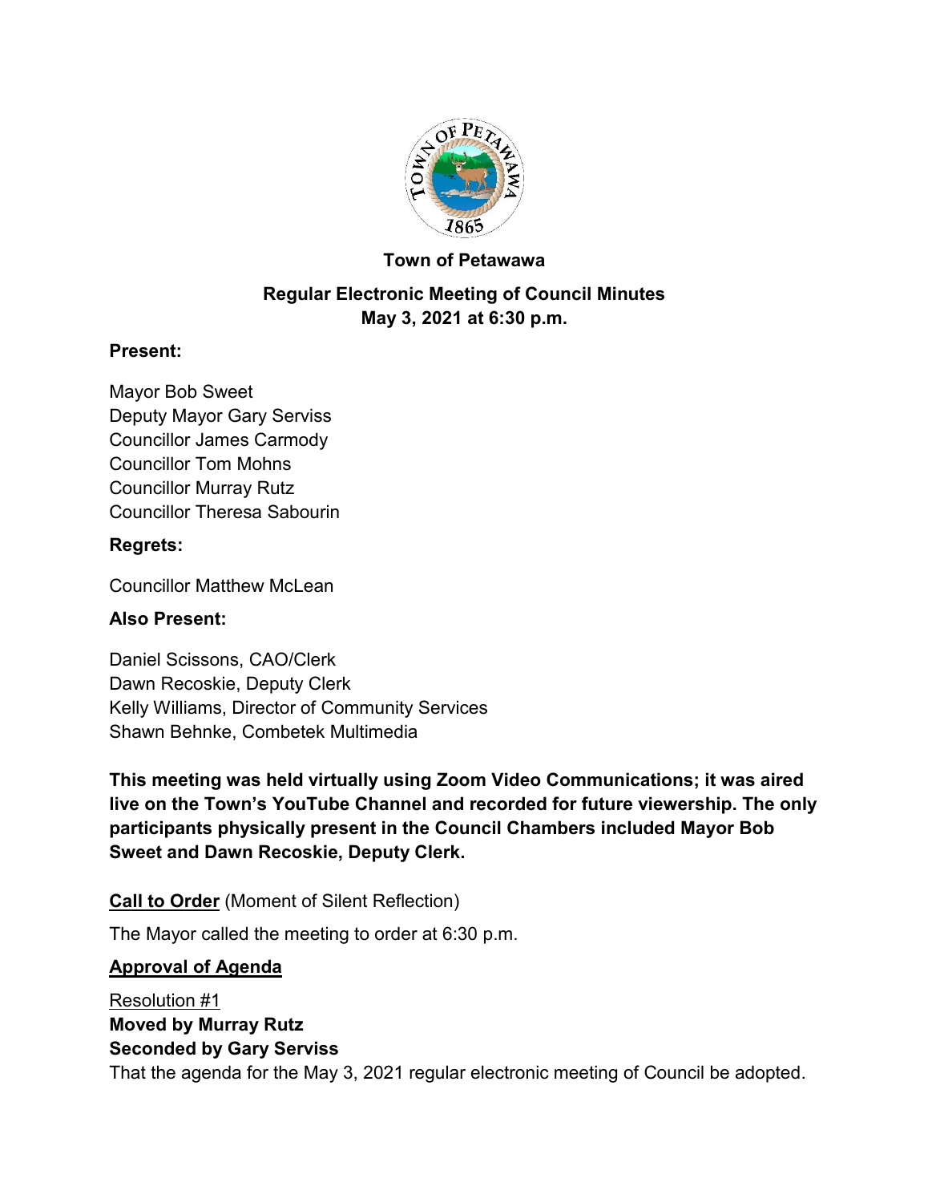# Town of Petawawa

## Regular Electronic Meeting of Council Minutes
## May 3, 2021 at 6:30 p.m.

**Present:**

Mayor Bob Sweet
Deputy Mayor Gary Serviss
Councillor James Carmody
Councillor Tom Mohns
Councillor Murray Rutz
Councillor Theresa Sabourin

**Regrets:**

Councillor Matthew McLean

**Also Present:**

Daniel Scissons, CAO/Clerk
Dawn Recoskie, Deputy Clerk
Kelly Williams, Director of Community Services
Shawn Behnke, Combetek Multimedia

**This meeting was held virtually using Zoom Video Communications; it was aired live on the Town's YouTube Channel and recorded for future viewership. The only participants physically present in the Council Chambers included Mayor Bob Sweet and Dawn Recoskie, Deputy Clerk.**

**Call to Order** (Moment of Silent Reflection)

The Mayor called the meeting to order at 6:30 p.m.

**Approval of Agenda**

Resolution #1
**Moved by Murray Rutz**
**Seconded by Gary Serviss**
That the agenda for the May 3, 2021 regular electronic meeting of Council be adopted.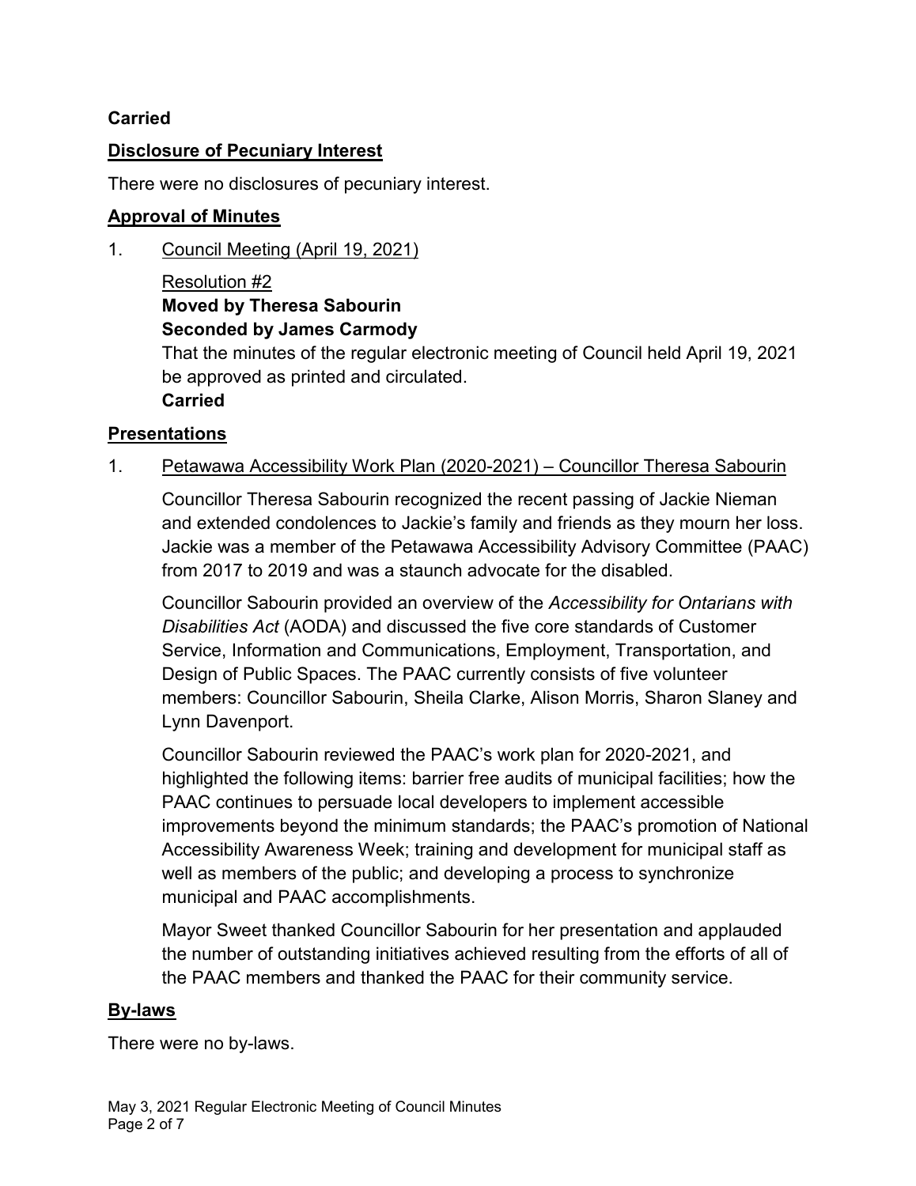**Carried**

## Disclosure of Pecuniary Interest

There were no disclosures of pecuniary interest.

## Approval of Minutes

1. Council Meeting (April 19, 2021)

   Resolution #2
   **Moved by Theresa Sabourin**
   **Seconded by James Carmody**
   That the minutes of the regular electronic meeting of Council held April 19, 2021 be approved as printed and circulated.
   **Carried**

## Presentations

1. Petawawa Accessibility Work Plan (2020-2021) – Councillor Theresa Sabourin

   Councillor Theresa Sabourin recognized the recent passing of Jackie Nieman and extended condolences to Jackie's family and friends as they mourn her loss. Jackie was a member of the Petawawa Accessibility Advisory Committee (PAAC) from 2017 to 2019 and was a staunch advocate for the disabled.

   Councillor Sabourin provided an overview of the *Accessibility for Ontarians with Disabilities Act* (AODA) and discussed the five core standards of Customer Service, Information and Communications, Employment, Transportation, and Design of Public Spaces. The PAAC currently consists of five volunteer members: Councillor Sabourin, Sheila Clarke, Alison Morris, Sharon Slaney and Lynn Davenport.

   Councillor Sabourin reviewed the PAAC's work plan for 2020-2021, and highlighted the following items: barrier free audits of municipal facilities; how the PAAC continues to persuade local developers to implement accessible improvements beyond the minimum standards; the PAAC's promotion of National Accessibility Awareness Week; training and development for municipal staff as well as members of the public; and developing a process to synchronize municipal and PAAC accomplishments.

   Mayor Sweet thanked Councillor Sabourin for her presentation and applauded the number of outstanding initiatives achieved resulting from the efforts of all of the PAAC members and thanked the PAAC for their community service.

## By-laws

There were no by-laws.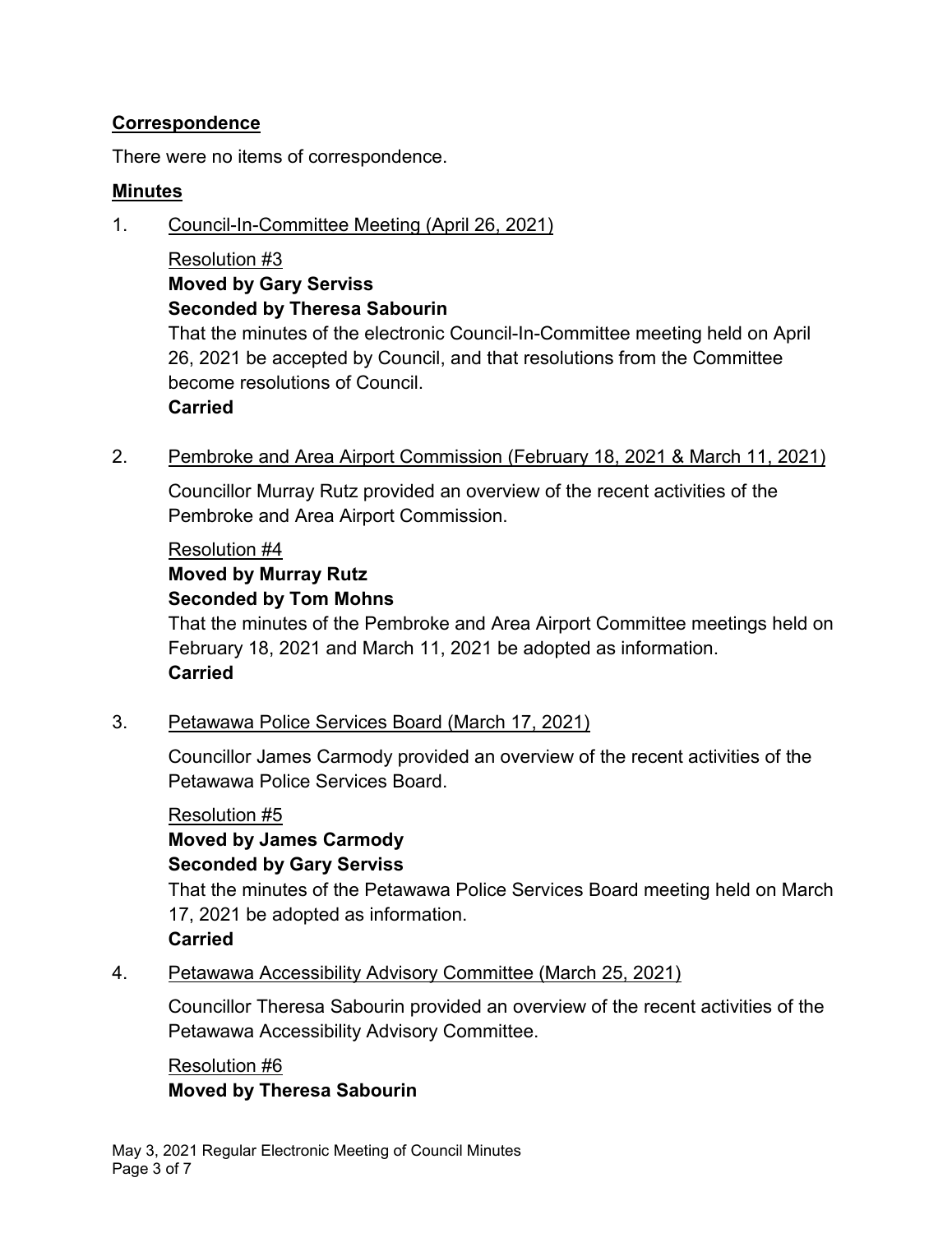## Correspondence

There were no items of correspondence.

## Minutes

1. Council-In-Committee Meeting (April 26, 2021)

   Resolution #3
   **Moved by Gary Serviss**
   **Seconded by Theresa Sabourin**
   That the minutes of the electronic Council-In-Committee meeting held on April 26, 2021 be accepted by Council, and that resolutions from the Committee become resolutions of Council.
   **Carried**

2. Pembroke and Area Airport Commission (February 18, 2021 & March 11, 2021)

   Councillor Murray Rutz provided an overview of the recent activities of the Pembroke and Area Airport Commission.

   Resolution #4
   **Moved by Murray Rutz**
   **Seconded by Tom Mohns**
   That the minutes of the Pembroke and Area Airport Committee meetings held on February 18, 2021 and March 11, 2021 be adopted as information.
   **Carried**

3. Petawawa Police Services Board (March 17, 2021)

   Councillor James Carmody provided an overview of the recent activities of the Petawawa Police Services Board.

   Resolution #5
   **Moved by James Carmody**
   **Seconded by Gary Serviss**
   That the minutes of the Petawawa Police Services Board meeting held on March 17, 2021 be adopted as information.
   **Carried**

4. Petawawa Accessibility Advisory Committee (March 25, 2021)

   Councillor Theresa Sabourin provided an overview of the recent activities of the Petawawa Accessibility Advisory Committee.

   Resolution #6
   **Moved by Theresa Sabourin**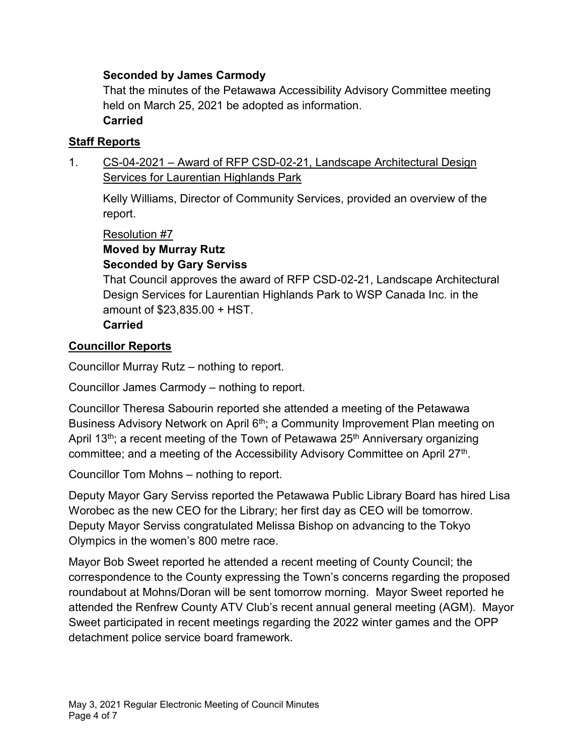**Seconded by James Carmody**

That the minutes of the Petawawa Accessibility Advisory Committee meeting held on March 25, 2021 be adopted as information.

**Carried**

## Staff Reports

1. CS-04-2021 – Award of RFP CSD-02-21, Landscape Architectural Design Services for Laurentian Highlands Park

   Kelly Williams, Director of Community Services, provided an overview of the report.

   Resolution #7

   **Moved by Murray Rutz**
   **Seconded by Gary Serviss**

   That Council approves the award of RFP CSD-02-21, Landscape Architectural Design Services for Laurentian Highlands Park to WSP Canada Inc. in the amount of $23,835.00 + HST.

   **Carried**

## Councillor Reports

Councillor Murray Rutz – nothing to report.

Councillor James Carmody – nothing to report.

Councillor Theresa Sabourin reported she attended a meeting of the Petawawa Business Advisory Network on April 6th; a Community Improvement Plan meeting on April 13th; a recent meeting of the Town of Petawawa 25th Anniversary organizing committee; and a meeting of the Accessibility Advisory Committee on April 27th.

Councillor Tom Mohns – nothing to report.

Deputy Mayor Gary Serviss reported the Petawawa Public Library Board has hired Lisa Worobec as the new CEO for the Library; her first day as CEO will be tomorrow. Deputy Mayor Serviss congratulated Melissa Bishop on advancing to the Tokyo Olympics in the women's 800 metre race.

Mayor Bob Sweet reported he attended a recent meeting of County Council; the correspondence to the County expressing the Town's concerns regarding the proposed roundabout at Mohns/Doran will be sent tomorrow morning. Mayor Sweet reported he attended the Renfrew County ATV Club's recent annual general meeting (AGM). Mayor Sweet participated in recent meetings regarding the 2022 winter games and the OPP detachment police service board framework.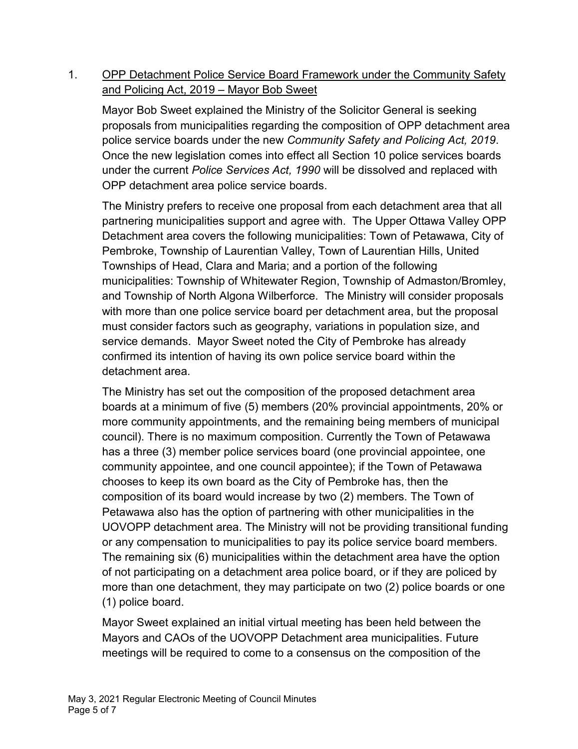1. <u>OPP Detachment Police Service Board Framework under the Community Safety and Policing Act, 2019 – Mayor Bob Sweet</u>

Mayor Bob Sweet explained the Ministry of the Solicitor General is seeking proposals from municipalities regarding the composition of OPP detachment area police service boards under the new *Community Safety and Policing Act, 2019*. Once the new legislation comes into effect all Section 10 police services boards under the current *Police Services Act, 1990* will be dissolved and replaced with OPP detachment area police service boards.

The Ministry prefers to receive one proposal from each detachment area that all partnering municipalities support and agree with. The Upper Ottawa Valley OPP Detachment area covers the following municipalities: Town of Petawawa, City of Pembroke, Township of Laurentian Valley, Town of Laurentian Hills, United Townships of Head, Clara and Maria; and a portion of the following municipalities: Township of Whitewater Region, Township of Admaston/Bromley, and Township of North Algona Wilberforce. The Ministry will consider proposals with more than one police service board per detachment area, but the proposal must consider factors such as geography, variations in population size, and service demands. Mayor Sweet noted the City of Pembroke has already confirmed its intention of having its own police service board within the detachment area.

The Ministry has set out the composition of the proposed detachment area boards at a minimum of five (5) members (20% provincial appointments, 20% or more community appointments, and the remaining being members of municipal council). There is no maximum composition. Currently the Town of Petawawa has a three (3) member police services board (one provincial appointee, one community appointee, and one council appointee); if the Town of Petawawa chooses to keep its own board as the City of Pembroke has, then the composition of its board would increase by two (2) members. The Town of Petawawa also has the option of partnering with other municipalities in the UOVOPP detachment area. The Ministry will not be providing transitional funding or any compensation to municipalities to pay its police service board members. The remaining six (6) municipalities within the detachment area have the option of not participating on a detachment area police board, or if they are policed by more than one detachment, they may participate on two (2) police boards or one (1) police board.

Mayor Sweet explained an initial virtual meeting has been held between the Mayors and CAOs of the UOVOPP Detachment area municipalities. Future meetings will be required to come to a consensus on the composition of the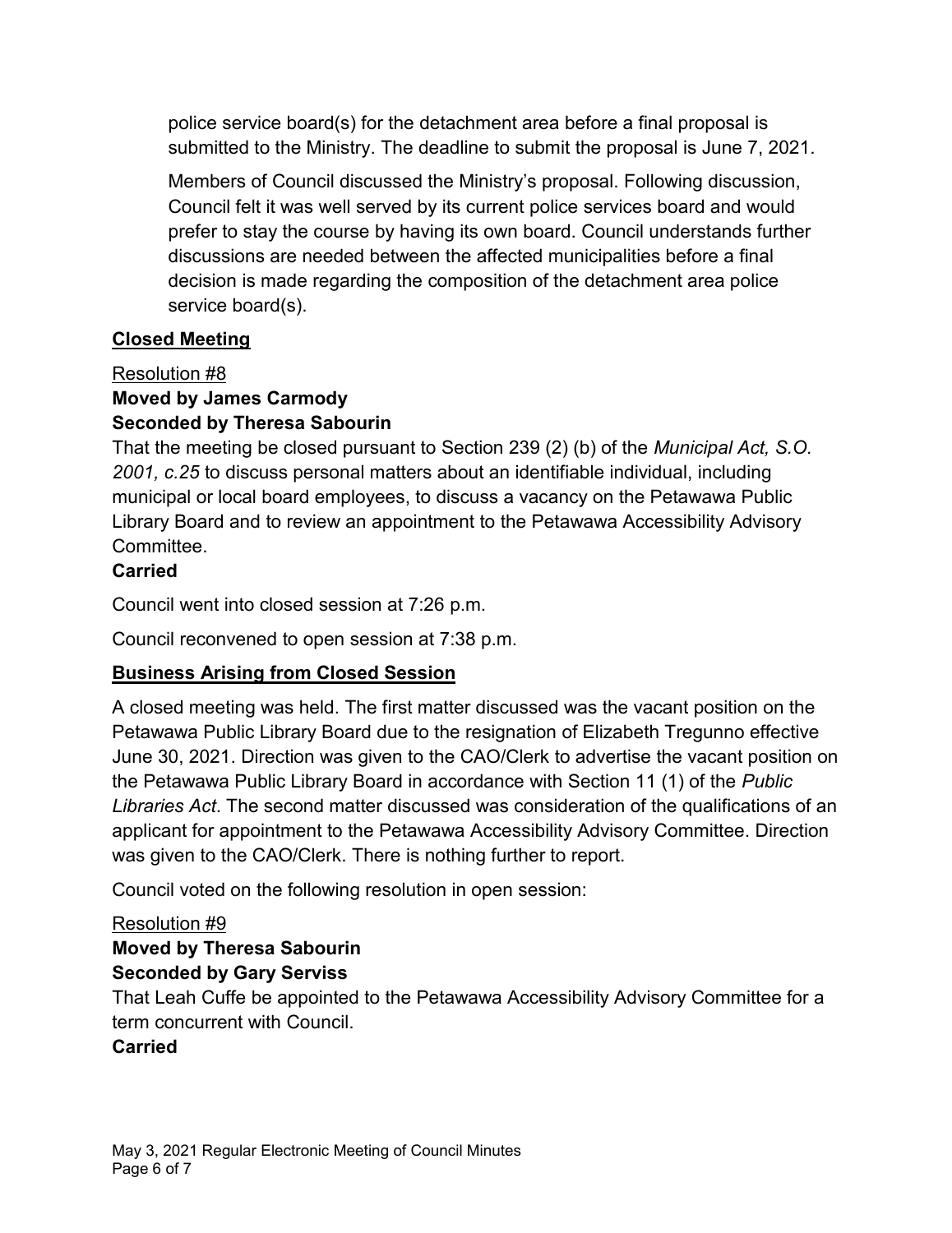police service board(s) for the detachment area before a final proposal is submitted to the Ministry. The deadline to submit the proposal is June 7, 2021.

Members of Council discussed the Ministry's proposal. Following discussion, Council felt it was well served by its current police services board and would prefer to stay the course by having its own board. Council understands further discussions are needed between the affected municipalities before a final decision is made regarding the composition of the detachment area police service board(s).

## Closed Meeting

Resolution #8

**Moved by James Carmody**
**Seconded by Theresa Sabourin**

That the meeting be closed pursuant to Section 239 (2) (b) of the *Municipal Act, S.O. 2001, c.25* to discuss personal matters about an identifiable individual, including municipal or local board employees, to discuss a vacancy on the Petawawa Public Library Board and to review an appointment to the Petawawa Accessibility Advisory Committee.

**Carried**

Council went into closed session at 7:26 p.m.

Council reconvened to open session at 7:38 p.m.

## Business Arising from Closed Session

A closed meeting was held. The first matter discussed was the vacant position on the Petawawa Public Library Board due to the resignation of Elizabeth Tregunno effective June 30, 2021. Direction was given to the CAO/Clerk to advertise the vacant position on the Petawawa Public Library Board in accordance with Section 11 (1) of the *Public Libraries Act*. The second matter discussed was consideration of the qualifications of an applicant for appointment to the Petawawa Accessibility Advisory Committee. Direction was given to the CAO/Clerk. There is nothing further to report.

Council voted on the following resolution in open session:

Resolution #9

**Moved by Theresa Sabourin**
**Seconded by Gary Serviss**

That Leah Cuffe be appointed to the Petawawa Accessibility Advisory Committee for a term concurrent with Council.

**Carried**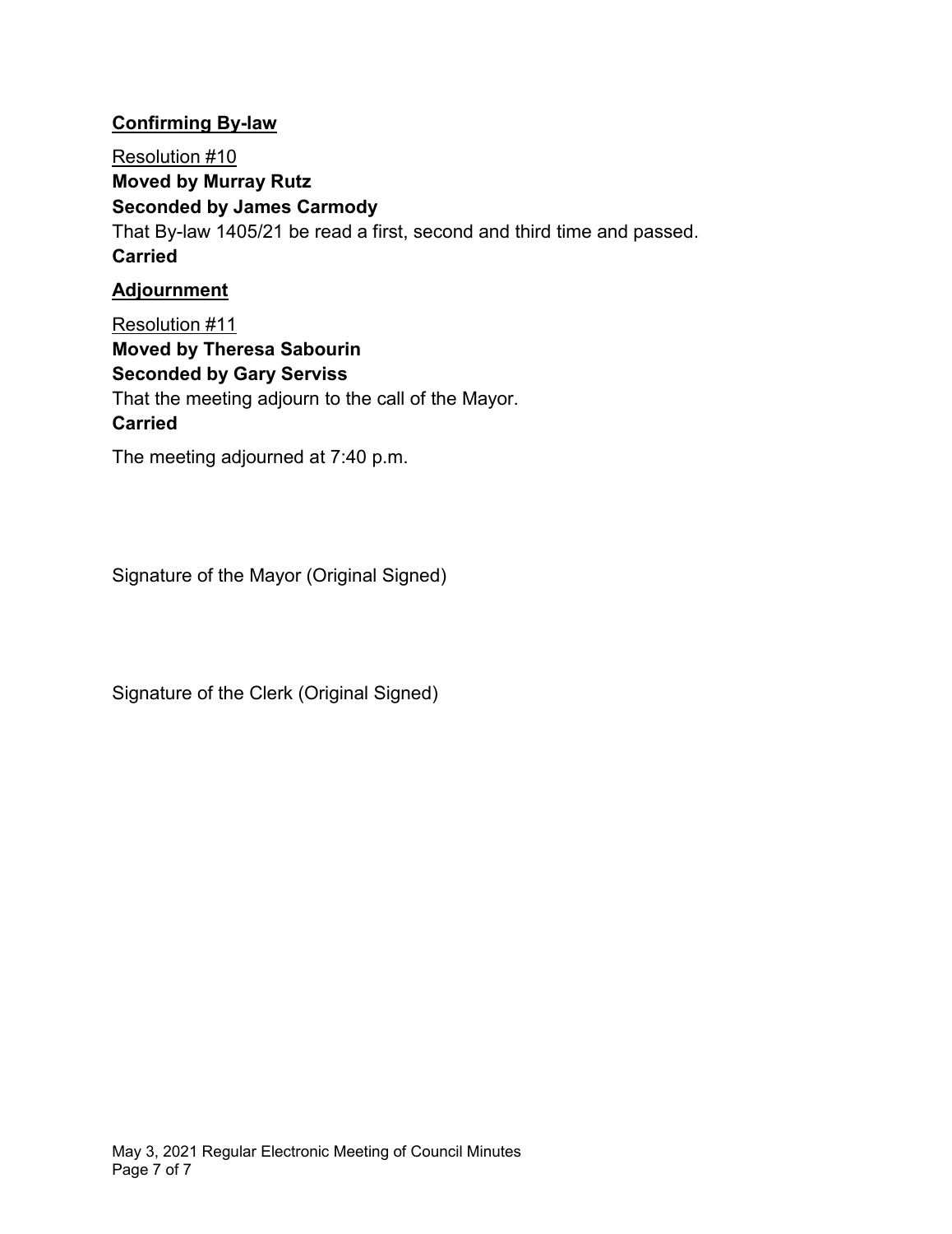## Confirming By-law

Resolution #10
**Moved by Murray Rutz**
**Seconded by James Carmody**
That By-law 1405/21 be read a first, second and third time and passed.
**Carried**

## Adjournment

Resolution #11
**Moved by Theresa Sabourin**
**Seconded by Gary Serviss**
That the meeting adjourn to the call of the Mayor.
**Carried**

The meeting adjourned at 7:40 p.m.

Signature of the Mayor (Original Signed)

Signature of the Clerk (Original Signed)